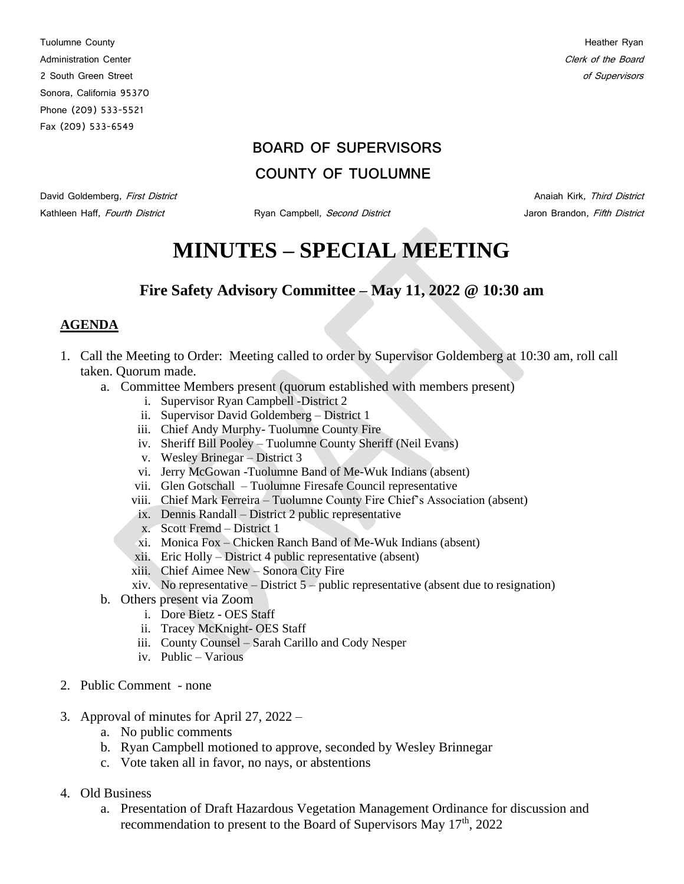Tuolumne County
Administration Center
2 South Green Street
Sonora, California 95370
Phone (209) 533-5521
Fax (209) 533-6549

Heather Ryan
*Clerk of the Board*
*of Supervisors*

## BOARD OF SUPERVISORS
## COUNTY OF TUOLUMNE

David Goldemberg, *First District*
Kathleen Haff, *Fourth District*
Ryan Campbell, *Second District*
Anaiah Kirk, *Third District*
Jaron Brandon, *Fifth District*

# MINUTES – SPECIAL MEETING

## Fire Safety Advisory Committee – May 11, 2022 @ 10:30 am

**AGENDA**

1. Call the Meeting to Order: Meeting called to order by Supervisor Goldemberg at 10:30 am, roll call taken. Quorum made.
   a. Committee Members present (quorum established with members present)
      i. Supervisor Ryan Campbell -District 2
      ii. Supervisor David Goldemberg – District 1
      iii. Chief Andy Murphy- Tuolumne County Fire
      iv. Sheriff Bill Pooley – Tuolumne County Sheriff (Neil Evans)
      v. Wesley Brinegar – District 3
      vi. Jerry McGowan -Tuolumne Band of Me-Wuk Indians (absent)
      vii. Glen Gotschall – Tuolumne Firesafe Council representative
      viii. Chief Mark Ferreira – Tuolumne County Fire Chief's Association (absent)
      ix. Dennis Randall – District 2 public representative
      x. Scott Fremd – District 1
      xi. Monica Fox – Chicken Ranch Band of Me-Wuk Indians (absent)
      xii. Eric Holly – District 4 public representative (absent)
      xiii. Chief Aimee New – Sonora City Fire
      xiv. No representative – District 5 – public representative (absent due to resignation)
   b. Others present via Zoom
      i. Dore Bietz - OES Staff
      ii. Tracey McKnight- OES Staff
      iii. County Counsel – Sarah Carillo and Cody Nesper
      iv. Public – Various

2. Public Comment - none

3. Approval of minutes for April 27, 2022 –
   a. No public comments
   b. Ryan Campbell motioned to approve, seconded by Wesley Brinnegar
   c. Vote taken all in favor, no nays, or abstentions

4. Old Business
   a. Presentation of Draft Hazardous Vegetation Management Ordinance for discussion and recommendation to present to the Board of Supervisors May 17th, 2022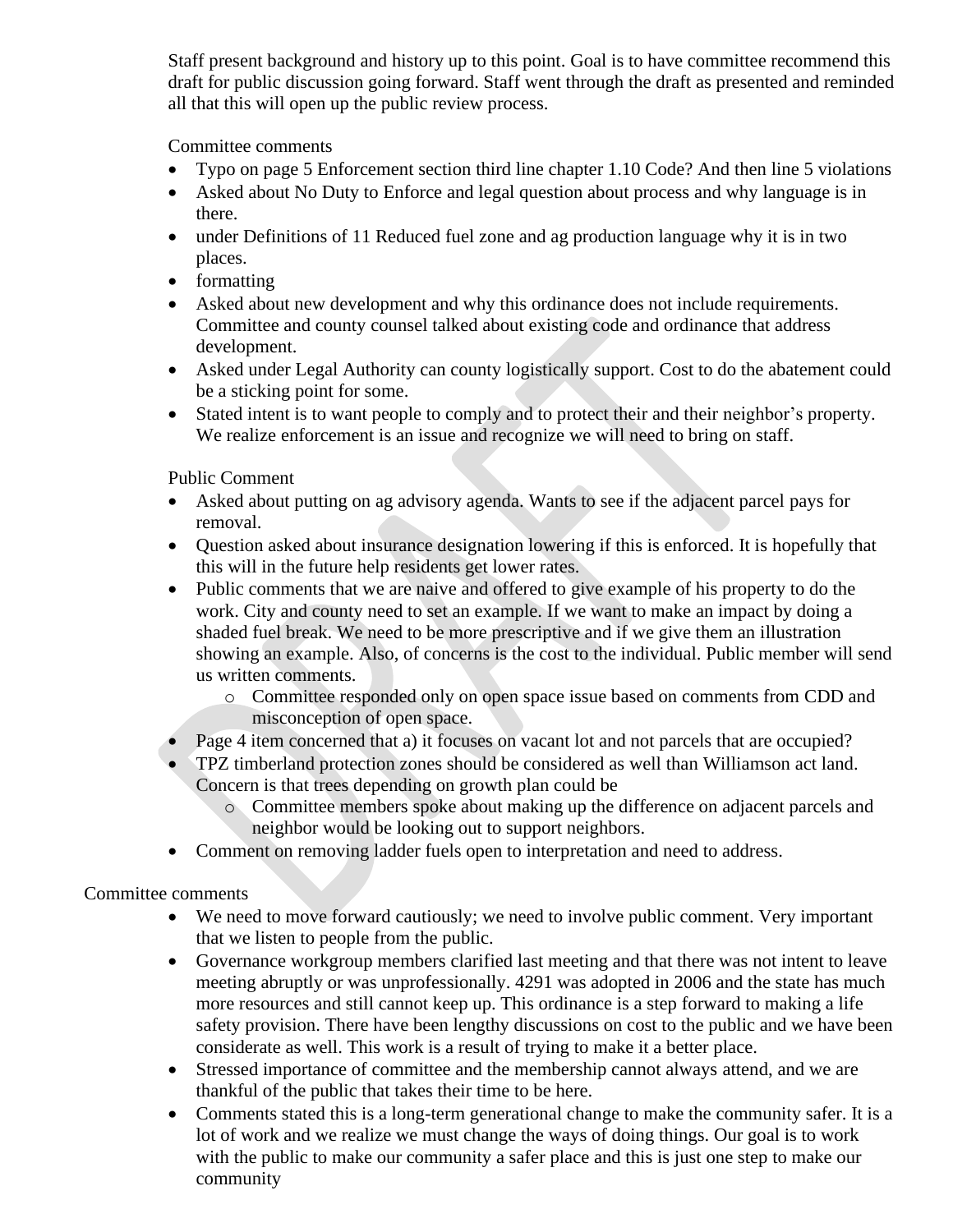Staff present background and history up to this point. Goal is to have committee recommend this draft for public discussion going forward. Staff went through the draft as presented and reminded all that this will open up the public review process.

Committee comments

- Typo on page 5 Enforcement section third line chapter 1.10 Code? And then line 5 violations
- Asked about No Duty to Enforce and legal question about process and why language is in there.
- under Definitions of 11 Reduced fuel zone and ag production language why it is in two places.
- formatting
- Asked about new development and why this ordinance does not include requirements. Committee and county counsel talked about existing code and ordinance that address development.
- Asked under Legal Authority can county logistically support. Cost to do the abatement could be a sticking point for some.
- Stated intent is to want people to comply and to protect their and their neighbor's property. We realize enforcement is an issue and recognize we will need to bring on staff.

Public Comment

- Asked about putting on ag advisory agenda. Wants to see if the adjacent parcel pays for removal.
- Question asked about insurance designation lowering if this is enforced. It is hopefully that this will in the future help residents get lower rates.
- Public comments that we are naive and offered to give example of his property to do the work. City and county need to set an example. If we want to make an impact by doing a shaded fuel break. We need to be more prescriptive and if we give them an illustration showing an example. Also, of concerns is the cost to the individual. Public member will send us written comments.
  - Committee responded only on open space issue based on comments from CDD and misconception of open space.
- Page 4 item concerned that a) it focuses on vacant lot and not parcels that are occupied?
- TPZ timberland protection zones should be considered as well than Williamson act land. Concern is that trees depending on growth plan could be
  - Committee members spoke about making up the difference on adjacent parcels and neighbor would be looking out to support neighbors.
- Comment on removing ladder fuels open to interpretation and need to address.

Committee comments

- We need to move forward cautiously; we need to involve public comment. Very important that we listen to people from the public.
- Governance workgroup members clarified last meeting and that there was not intent to leave meeting abruptly or was unprofessionally. 4291 was adopted in 2006 and the state has much more resources and still cannot keep up. This ordinance is a step forward to making a life safety provision. There have been lengthy discussions on cost to the public and we have been considerate as well. This work is a result of trying to make it a better place.
- Stressed importance of committee and the membership cannot always attend, and we are thankful of the public that takes their time to be here.
- Comments stated this is a long-term generational change to make the community safer. It is a lot of work and we realize we must change the ways of doing things. Our goal is to work with the public to make our community a safer place and this is just one step to make our community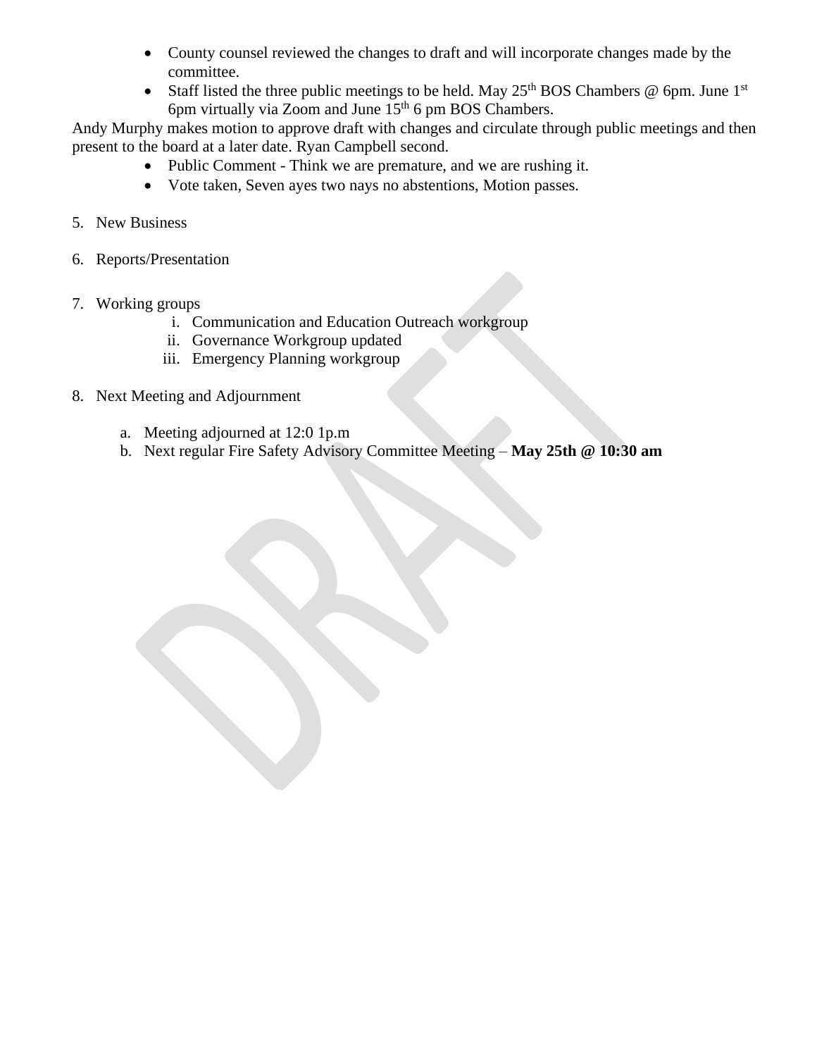- County counsel reviewed the changes to draft and will incorporate changes made by the committee.
- Staff listed the three public meetings to be held. May 25th BOS Chambers @ 6pm. June 1st 6pm virtually via Zoom and June 15th 6 pm BOS Chambers.

Andy Murphy makes motion to approve draft with changes and circulate through public meetings and then present to the board at a later date. Ryan Campbell second.

- Public Comment - Think we are premature, and we are rushing it.
- Vote taken, Seven ayes two nays no abstentions, Motion passes.

5. New Business

6. Reports/Presentation

7. Working groups
   i. Communication and Education Outreach workgroup
   ii. Governance Workgroup updated
   iii. Emergency Planning workgroup

8. Next Meeting and Adjournment

   a. Meeting adjourned at 12:0 1p.m
   b. Next regular Fire Safety Advisory Committee Meeting – **May 25th @ 10:30 am**